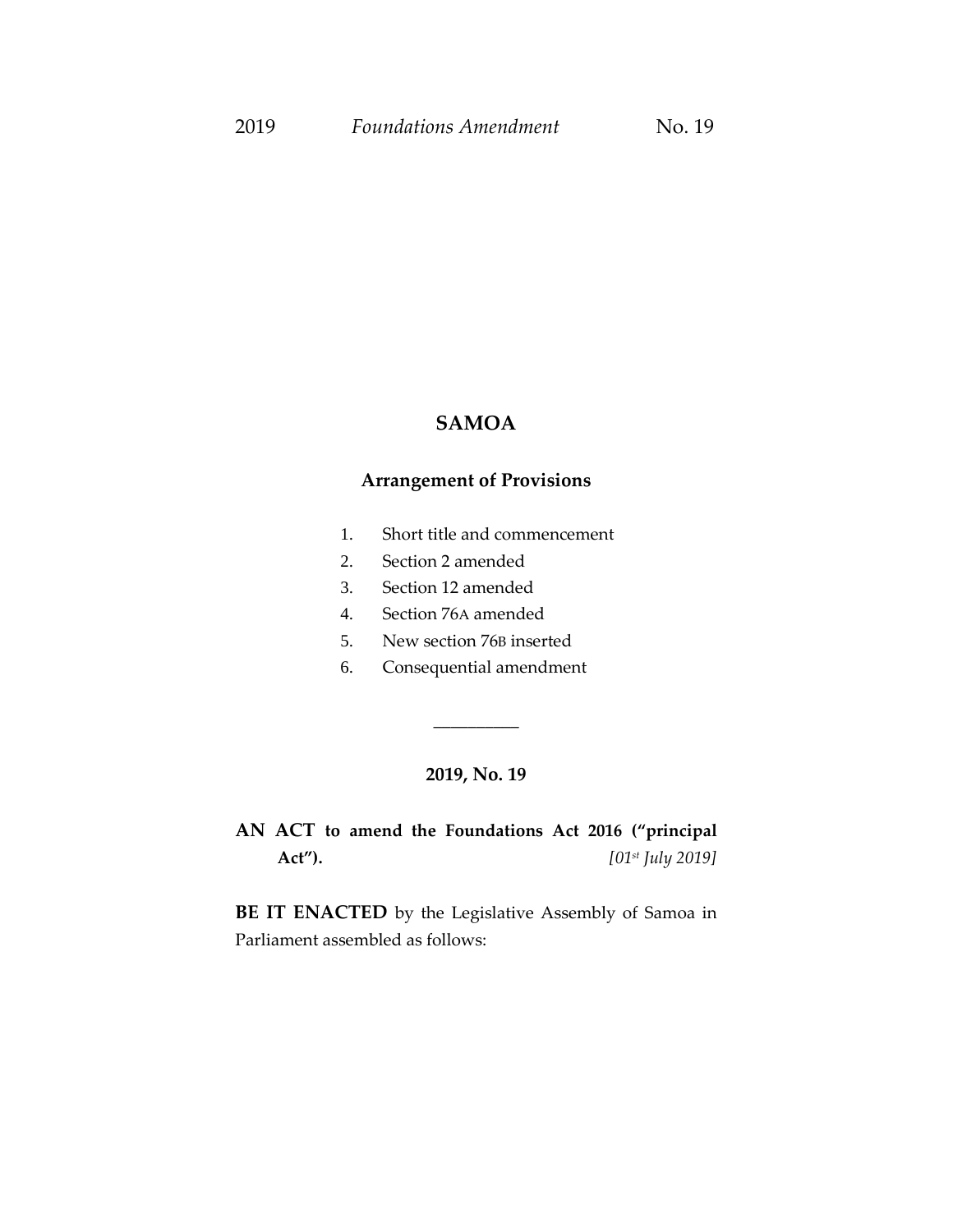# SAMOA

## Arrangement of Provisions

1. Short title and commencement
2. Section 2 amended
3. Section 12 amended
4. Section 76A amended
5. New section 76B inserted
6. Consequential amendment

---

## 2019, No. 19

**AN ACT to amend the Foundations Act 2016 ("principal Act").** *[01st July 2019]*

**BE IT ENACTED** by the Legislative Assembly of Samoa in Parliament assembled as follows: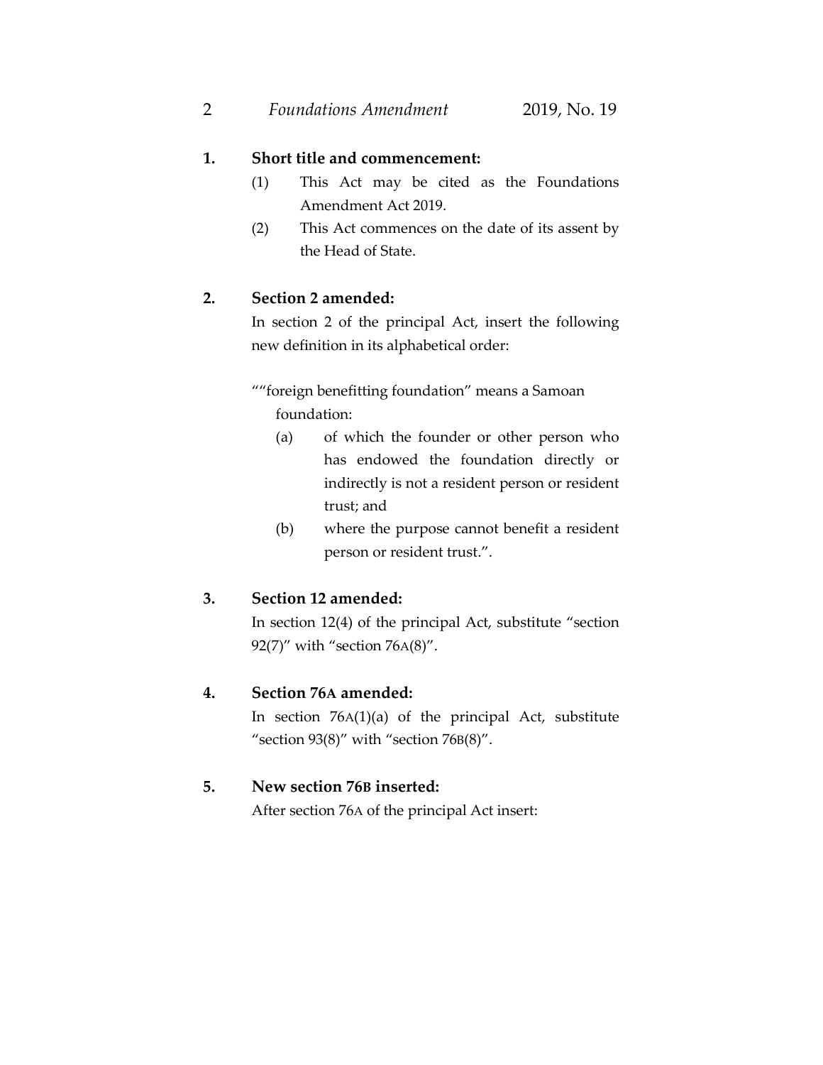**1. Short title and commencement:**

(1) This Act may be cited as the Foundations Amendment Act 2019.

(2) This Act commences on the date of its assent by the Head of State.

**2. Section 2 amended:**

In section 2 of the principal Act, insert the following new definition in its alphabetical order:

““foreign benefitting foundation” means a Samoan foundation:

(a) of which the founder or other person who has endowed the foundation directly or indirectly is not a resident person or resident trust; and

(b) where the purpose cannot benefit a resident person or resident trust.”.

**3. Section 12 amended:**

In section 12(4) of the principal Act, substitute “section 92(7)” with “section 76A(8)”.

**4. Section 76A amended:**

In section 76A(1)(a) of the principal Act, substitute “section 93(8)” with “section 76B(8)”.

**5. New section 76B inserted:**

After section 76A of the principal Act insert: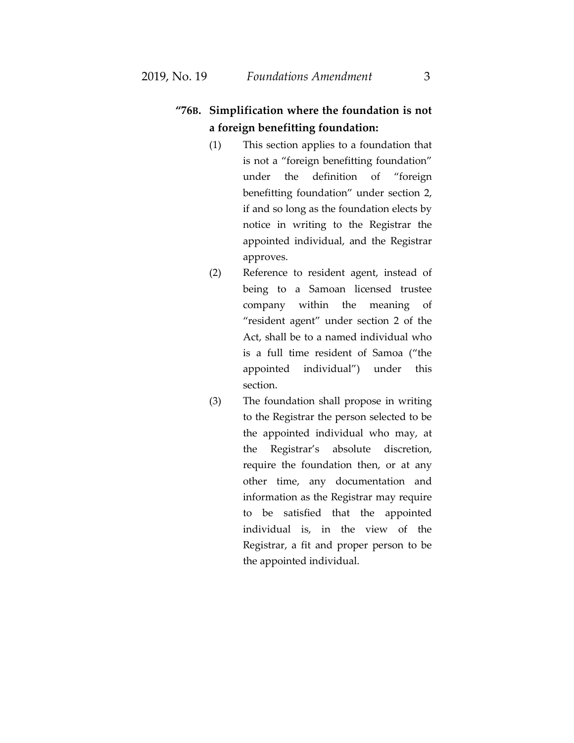**"76B. Simplification where the foundation is not a foreign benefitting foundation:**

(1) This section applies to a foundation that is not a "foreign benefitting foundation" under the definition of "foreign benefitting foundation" under section 2, if and so long as the foundation elects by notice in writing to the Registrar the appointed individual, and the Registrar approves.

(2) Reference to resident agent, instead of being to a Samoan licensed trustee company within the meaning of "resident agent" under section 2 of the Act, shall be to a named individual who is a full time resident of Samoa ("the appointed individual") under this section.

(3) The foundation shall propose in writing to the Registrar the person selected to be the appointed individual who may, at the Registrar's absolute discretion, require the foundation then, or at any other time, any documentation and information as the Registrar may require to be satisfied that the appointed individual is, in the view of the Registrar, a fit and proper person to be the appointed individual.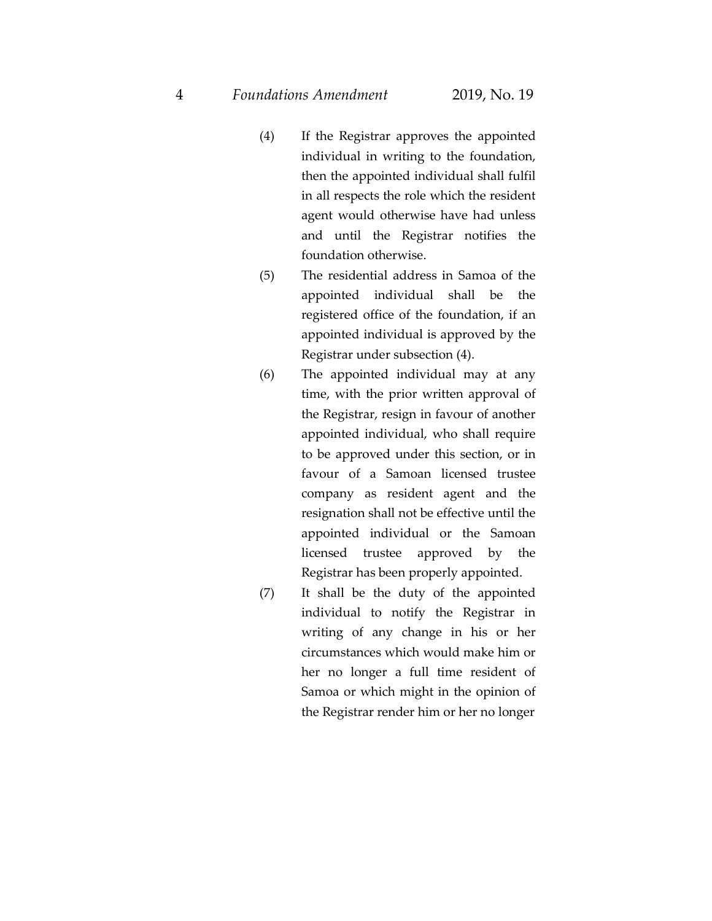(4) If the Registrar approves the appointed individual in writing to the foundation, then the appointed individual shall fulfil in all respects the role which the resident agent would otherwise have had unless and until the Registrar notifies the foundation otherwise.

(5) The residential address in Samoa of the appointed individual shall be the registered office of the foundation, if an appointed individual is approved by the Registrar under subsection (4).

(6) The appointed individual may at any time, with the prior written approval of the Registrar, resign in favour of another appointed individual, who shall require to be approved under this section, or in favour of a Samoan licensed trustee company as resident agent and the resignation shall not be effective until the appointed individual or the Samoan licensed trustee approved by the Registrar has been properly appointed.

(7) It shall be the duty of the appointed individual to notify the Registrar in writing of any change in his or her circumstances which would make him or her no longer a full time resident of Samoa or which might in the opinion of the Registrar render him or her no longer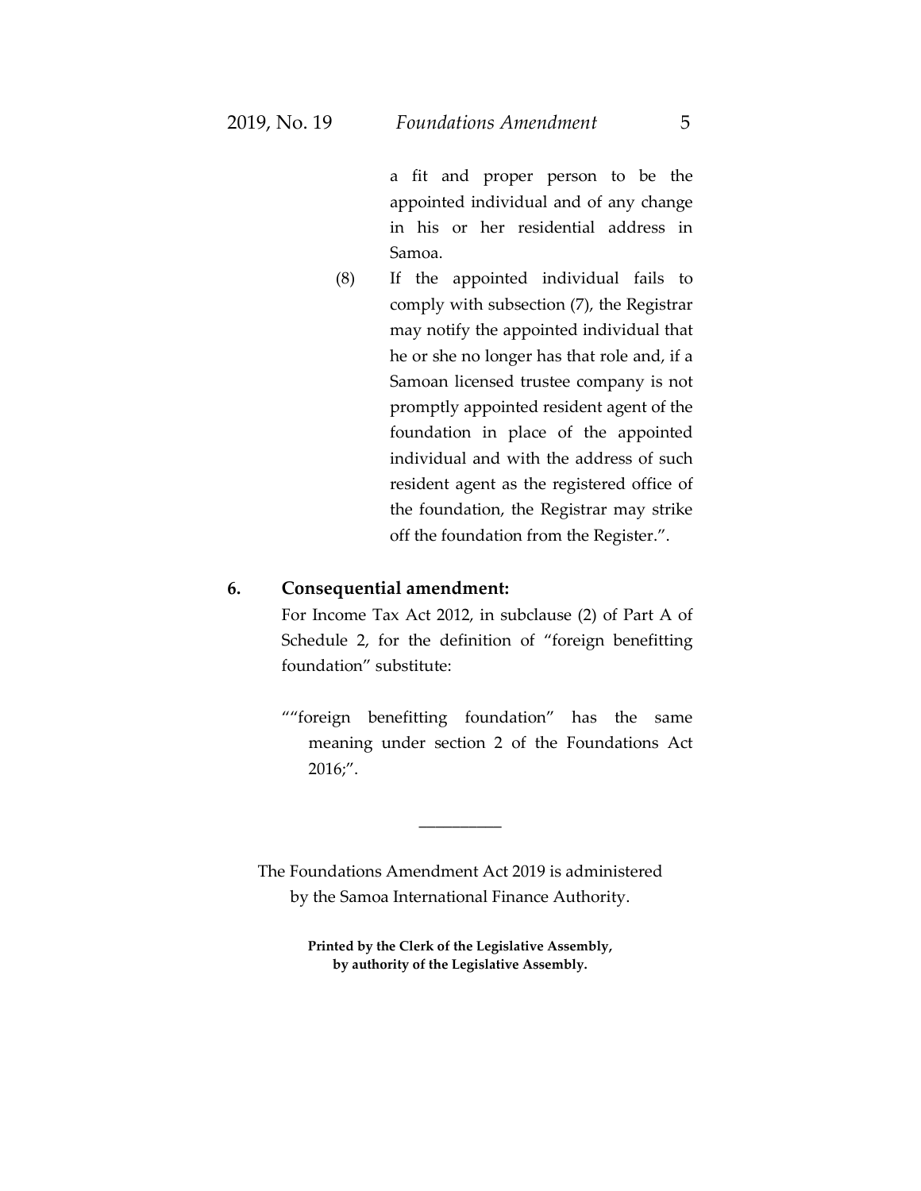a fit and proper person to be the appointed individual and of any change in his or her residential address in Samoa.

(8) If the appointed individual fails to comply with subsection (7), the Registrar may notify the appointed individual that he or she no longer has that role and, if a Samoan licensed trustee company is not promptly appointed resident agent of the foundation in place of the appointed individual and with the address of such resident agent as the registered office of the foundation, the Registrar may strike off the foundation from the Register.".

**6. Consequential amendment:**

For Income Tax Act 2012, in subclause (2) of Part A of Schedule 2, for the definition of "foreign benefitting foundation" substitute:

""foreign benefitting foundation" has the same meaning under section 2 of the Foundations Act 2016;".

---

The Foundations Amendment Act 2019 is administered by the Samoa International Finance Authority.

**Printed by the Clerk of the Legislative Assembly, by authority of the Legislative Assembly.**